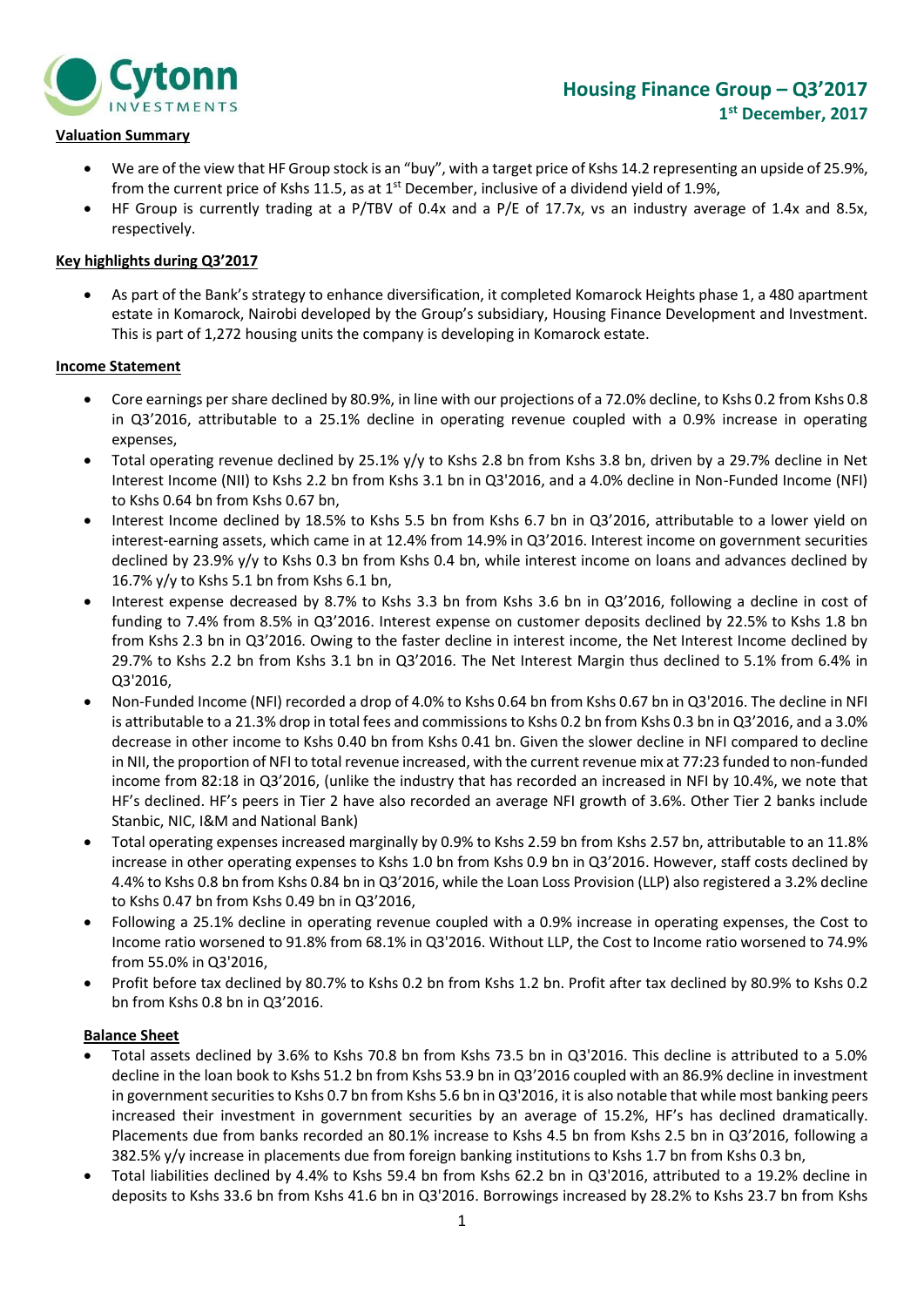# Housing Finance Group – Q3'2017

**1st December, 2017**

**Valuation Summary**

- We are of the view that HF Group stock is an "buy", with a target price of Kshs 14.2 representing an upside of 25.9%, from the current price of Kshs 11.5, as at 1st December, inclusive of a dividend yield of 1.9%,
- HF Group is currently trading at a P/TBV of 0.4x and a P/E of 17.7x, vs an industry average of 1.4x and 8.5x, respectively.

**Key highlights during Q3'2017**

- As part of the Bank's strategy to enhance diversification, it completed Komarock Heights phase 1, a 480 apartment estate in Komarock, Nairobi developed by the Group's subsidiary, Housing Finance Development and Investment. This is part of 1,272 housing units the company is developing in Komarock estate.

**Income Statement**

- Core earnings per share declined by 80.9%, in line with our projections of a 72.0% decline, to Kshs 0.2 from Kshs 0.8 in Q3'2016, attributable to a 25.1% decline in operating revenue coupled with a 0.9% increase in operating expenses,
- Total operating revenue declined by 25.1% y/y to Kshs 2.8 bn from Kshs 3.8 bn, driven by a 29.7% decline in Net Interest Income (NII) to Kshs 2.2 bn from Kshs 3.1 bn in Q3'2016, and a 4.0% decline in Non-Funded Income (NFI) to Kshs 0.64 bn from Kshs 0.67 bn,
- Interest Income declined by 18.5% to Kshs 5.5 bn from Kshs 6.7 bn in Q3'2016, attributable to a lower yield on interest-earning assets, which came in at 12.4% from 14.9% in Q3'2016. Interest income on government securities declined by 23.9% y/y to Kshs 0.3 bn from Kshs 0.4 bn, while interest income on loans and advances declined by 16.7% y/y to Kshs 5.1 bn from Kshs 6.1 bn,
- Interest expense decreased by 8.7% to Kshs 3.3 bn from Kshs 3.6 bn in Q3'2016, following a decline in cost of funding to 7.4% from 8.5% in Q3'2016. Interest expense on customer deposits declined by 22.5% to Kshs 1.8 bn from Kshs 2.3 bn in Q3'2016. Owing to the faster decline in interest income, the Net Interest Income declined by 29.7% to Kshs 2.2 bn from Kshs 3.1 bn in Q3'2016. The Net Interest Margin thus declined to 5.1% from 6.4% in Q3'2016,
- Non-Funded Income (NFI) recorded a drop of 4.0% to Kshs 0.64 bn from Kshs 0.67 bn in Q3'2016. The decline in NFI is attributable to a 21.3% drop in total fees and commissions to Kshs 0.2 bn from Kshs 0.3 bn in Q3'2016, and a 3.0% decrease in other income to Kshs 0.40 bn from Kshs 0.41 bn. Given the slower decline in NFI compared to decline in NII, the proportion of NFI to total revenue increased, with the current revenue mix at 77:23 funded to non-funded income from 82:18 in Q3'2016, (unlike the industry that has recorded an increased in NFI by 10.4%, we note that HF's declined. HF's peers in Tier 2 have also recorded an average NFI growth of 3.6%. Other Tier 2 banks include Stanbic, NIC, I&M and National Bank)
- Total operating expenses increased marginally by 0.9% to Kshs 2.59 bn from Kshs 2.57 bn, attributable to an 11.8% increase in other operating expenses to Kshs 1.0 bn from Kshs 0.9 bn in Q3'2016. However, staff costs declined by 4.4% to Kshs 0.8 bn from Kshs 0.84 bn in Q3'2016, while the Loan Loss Provision (LLP) also registered a 3.2% decline to Kshs 0.47 bn from Kshs 0.49 bn in Q3'2016,
- Following a 25.1% decline in operating revenue coupled with a 0.9% increase in operating expenses, the Cost to Income ratio worsened to 91.8% from 68.1% in Q3'2016. Without LLP, the Cost to Income ratio worsened to 74.9% from 55.0% in Q3'2016,
- Profit before tax declined by 80.7% to Kshs 0.2 bn from Kshs 1.2 bn. Profit after tax declined by 80.9% to Kshs 0.2 bn from Kshs 0.8 bn in Q3'2016.

**Balance Sheet**

- Total assets declined by 3.6% to Kshs 70.8 bn from Kshs 73.5 bn in Q3'2016. This decline is attributed to a 5.0% decline in the loan book to Kshs 51.2 bn from Kshs 53.9 bn in Q3'2016 coupled with an 86.9% decline in investment in government securities to Kshs 0.7 bn from Kshs 5.6 bn in Q3'2016, it is also notable that while most banking peers increased their investment in government securities by an average of 15.2%, HF's has declined dramatically. Placements due from banks recorded an 80.1% increase to Kshs 4.5 bn from Kshs 2.5 bn in Q3'2016, following a 382.5% y/y increase in placements due from foreign banking institutions to Kshs 1.7 bn from Kshs 0.3 bn,
- Total liabilities declined by 4.4% to Kshs 59.4 bn from Kshs 62.2 bn in Q3'2016, attributed to a 19.2% decline in deposits to Kshs 33.6 bn from Kshs 41.6 bn in Q3'2016. Borrowings increased by 28.2% to Kshs 23.7 bn from Kshs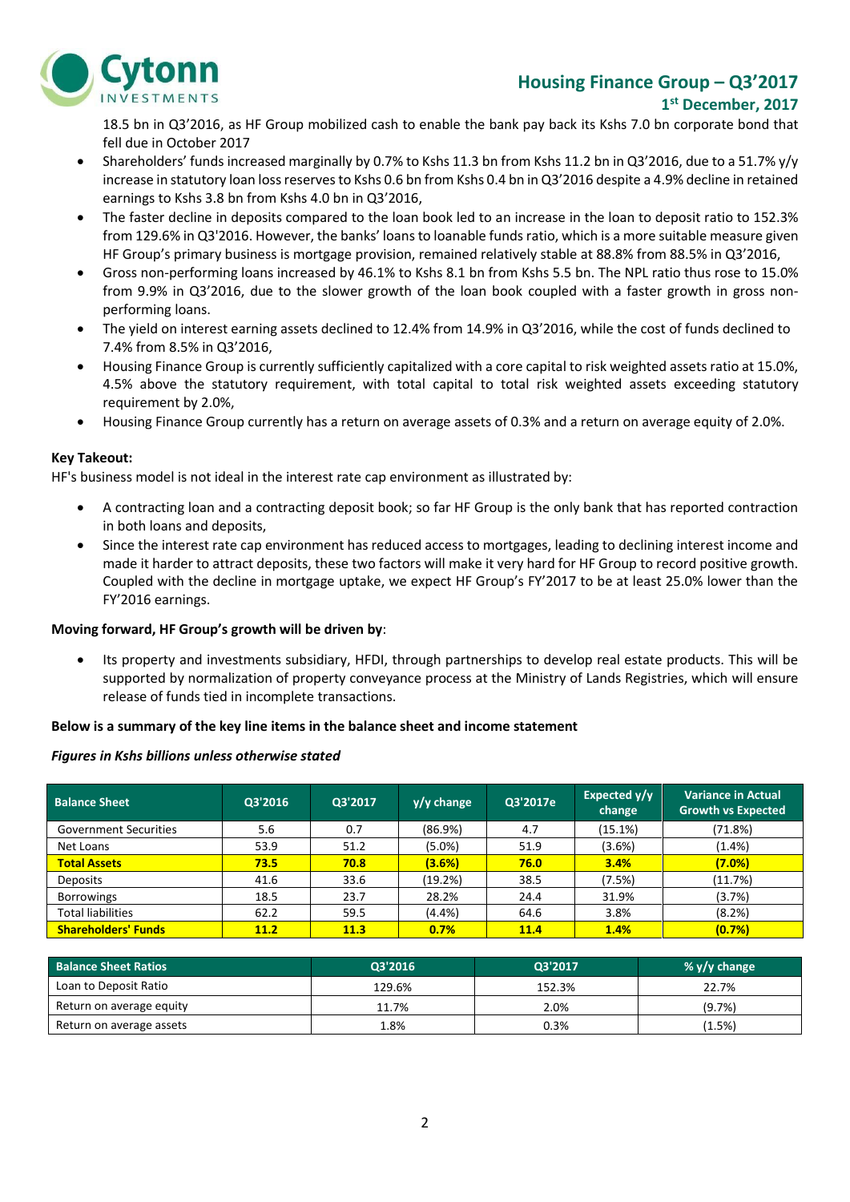18.5 bn in Q3'2016, as HF Group mobilized cash to enable the bank pay back its Kshs 7.0 bn corporate bond that fell due in October 2017

- Shareholders' funds increased marginally by 0.7% to Kshs 11.3 bn from Kshs 11.2 bn in Q3'2016, due to a 51.7% y/y increase in statutory loan loss reserves to Kshs 0.6 bn from Kshs 0.4 bn in Q3'2016 despite a 4.9% decline in retained earnings to Kshs 3.8 bn from Kshs 4.0 bn in Q3'2016,
- The faster decline in deposits compared to the loan book led to an increase in the loan to deposit ratio to 152.3% from 129.6% in Q3'2016. However, the banks' loans to loanable funds ratio, which is a more suitable measure given HF Group's primary business is mortgage provision, remained relatively stable at 88.8% from 88.5% in Q3'2016,
- Gross non-performing loans increased by 46.1% to Kshs 8.1 bn from Kshs 5.5 bn. The NPL ratio thus rose to 15.0% from 9.9% in Q3'2016, due to the slower growth of the loan book coupled with a faster growth in gross non-performing loans.
- The yield on interest earning assets declined to 12.4% from 14.9% in Q3'2016, while the cost of funds declined to 7.4% from 8.5% in Q3'2016,
- Housing Finance Group is currently sufficiently capitalized with a core capital to risk weighted assets ratio at 15.0%, 4.5% above the statutory requirement, with total capital to total risk weighted assets exceeding statutory requirement by 2.0%,
- Housing Finance Group currently has a return on average assets of 0.3% and a return on average equity of 2.0%.

**Key Takeout:**

HF's business model is not ideal in the interest rate cap environment as illustrated by:

- A contracting loan and a contracting deposit book; so far HF Group is the only bank that has reported contraction in both loans and deposits,
- Since the interest rate cap environment has reduced access to mortgages, leading to declining interest income and made it harder to attract deposits, these two factors will make it very hard for HF Group to record positive growth. Coupled with the decline in mortgage uptake, we expect HF Group's FY'2017 to be at least 25.0% lower than the FY'2016 earnings.

**Moving forward, HF Group's growth will be driven by**:

- Its property and investments subsidiary, HFDI, through partnerships to develop real estate products. This will be supported by normalization of property conveyance process at the Ministry of Lands Registries, which will ensure release of funds tied in incomplete transactions.

**Below is a summary of the key line items in the balance sheet and income statement**

***Figures in Kshs billions unless otherwise stated***

| Balance Sheet | Q3'2016 | Q3'2017 | y/y change | Q3'2017e | Expected y/y change | Variance in Actual Growth vs Expected |
|---|---|---|---|---|---|---|
| Government Securities | 5.6 | 0.7 | (86.9%) | 4.7 | (15.1%) | (71.8%) |
| Net Loans | 53.9 | 51.2 | (5.0%) | 51.9 | (3.6%) | (1.4%) |
| **Total Assets** | **73.5** | **70.8** | **(3.6%)** | **76.0** | **3.4%** | **(7.0%)** |
| Deposits | 41.6 | 33.6 | (19.2%) | 38.5 | (7.5%) | (11.7%) |
| Borrowings | 18.5 | 23.7 | 28.2% | 24.4 | 31.9% | (3.7%) |
| Total liabilities | 62.2 | 59.5 | (4.4%) | 64.6 | 3.8% | (8.2%) |
| **Shareholders' Funds** | **11.2** | **11.3** | **0.7%** | **11.4** | **1.4%** | **(0.7%)** |

| Balance Sheet Ratios | Q3'2016 | Q3'2017 | % y/y change |
|---|---|---|---|
| Loan to Deposit Ratio | 129.6% | 152.3% | 22.7% |
| Return on average equity | 11.7% | 2.0% | (9.7%) |
| Return on average assets | 1.8% | 0.3% | (1.5%) |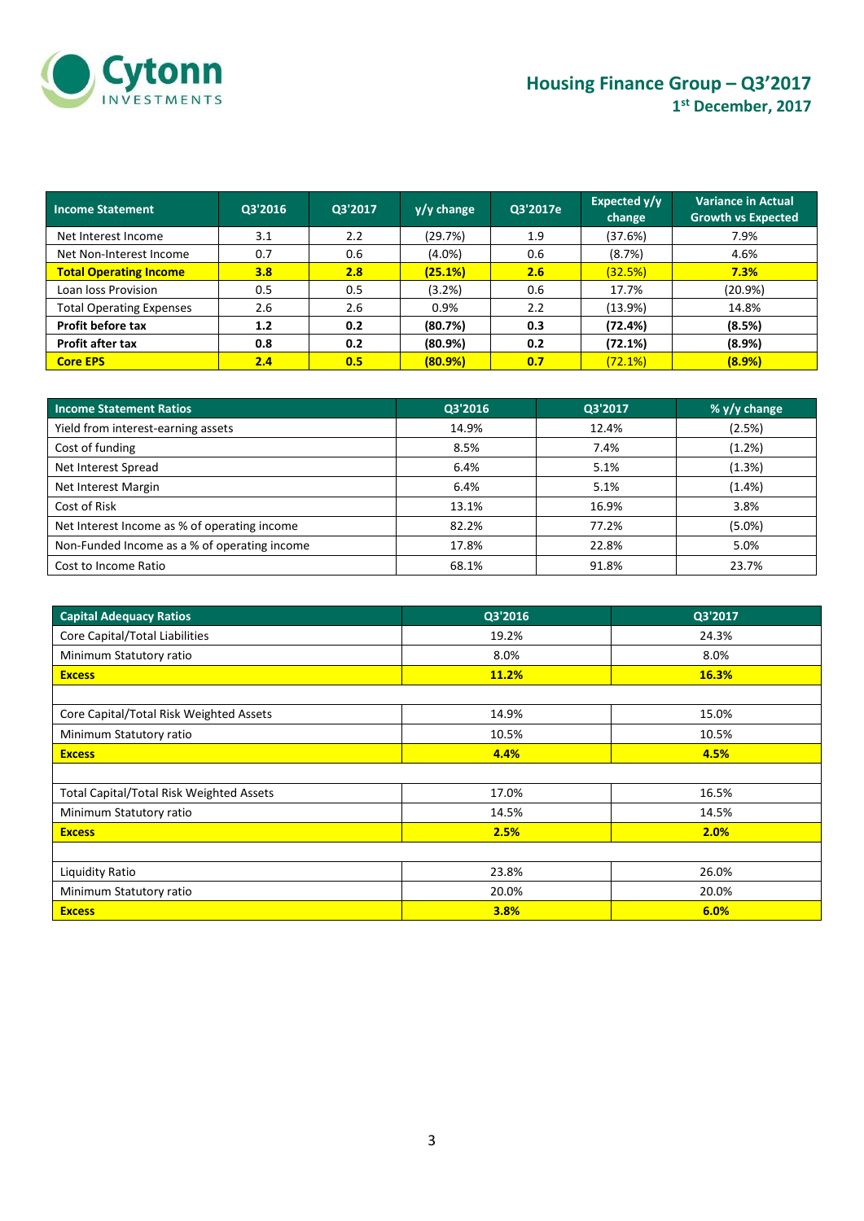# Housing Finance Group – Q3'2017

**1st December, 2017**

| Income Statement | Q3'2016 | Q3'2017 | y/y change | Q3'2017e | Expected y/y change | Variance in Actual Growth vs Expected |
|---|---|---|---|---|---|---|
| Net Interest Income | 3.1 | 2.2 | (29.7%) | 1.9 | (37.6%) | 7.9% |
| Net Non-Interest Income | 0.7 | 0.6 | (4.0%) | 0.6 | (8.7%) | 4.6% |
| **Total Operating Income** | **3.8** | **2.8** | **(25.1%)** | **2.6** | (32.5%) | **7.3%** |
| Loan loss Provision | 0.5 | 0.5 | (3.2%) | 0.6 | 17.7% | (20.9%) |
| Total Operating Expenses | 2.6 | 2.6 | 0.9% | 2.2 | (13.9%) | 14.8% |
| **Profit before tax** | **1.2** | **0.2** | **(80.7%)** | **0.3** | **(72.4%)** | **(8.5%)** |
| **Profit after tax** | **0.8** | **0.2** | **(80.9%)** | **0.2** | **(72.1%)** | **(8.9%)** |
| **Core EPS** | **2.4** | **0.5** | **(80.9%)** | **0.7** | (72.1%) | **(8.9%)** |

| Income Statement Ratios | Q3'2016 | Q3'2017 | % y/y change |
|---|---|---|---|
| Yield from interest-earning assets | 14.9% | 12.4% | (2.5%) |
| Cost of funding | 8.5% | 7.4% | (1.2%) |
| Net Interest Spread | 6.4% | 5.1% | (1.3%) |
| Net Interest Margin | 6.4% | 5.1% | (1.4%) |
| Cost of Risk | 13.1% | 16.9% | 3.8% |
| Net Interest Income as % of operating income | 82.2% | 77.2% | (5.0%) |
| Non-Funded Income as a % of operating income | 17.8% | 22.8% | 5.0% |
| Cost to Income Ratio | 68.1% | 91.8% | 23.7% |

| Capital Adequacy Ratios | Q3'2016 | Q3'2017 |
|---|---|---|
| Core Capital/Total Liabilities | 19.2% | 24.3% |
| Minimum Statutory ratio | 8.0% | 8.0% |
| **Excess** | **11.2%** | **16.3%** |
| | | |
| Core Capital/Total Risk Weighted Assets | 14.9% | 15.0% |
| Minimum Statutory ratio | 10.5% | 10.5% |
| **Excess** | **4.4%** | **4.5%** |
| | | |
| Total Capital/Total Risk Weighted Assets | 17.0% | 16.5% |
| Minimum Statutory ratio | 14.5% | 14.5% |
| **Excess** | **2.5%** | **2.0%** |
| | | |
| Liquidity Ratio | 23.8% | 26.0% |
| Minimum Statutory ratio | 20.0% | 20.0% |
| **Excess** | **3.8%** | **6.0%** |